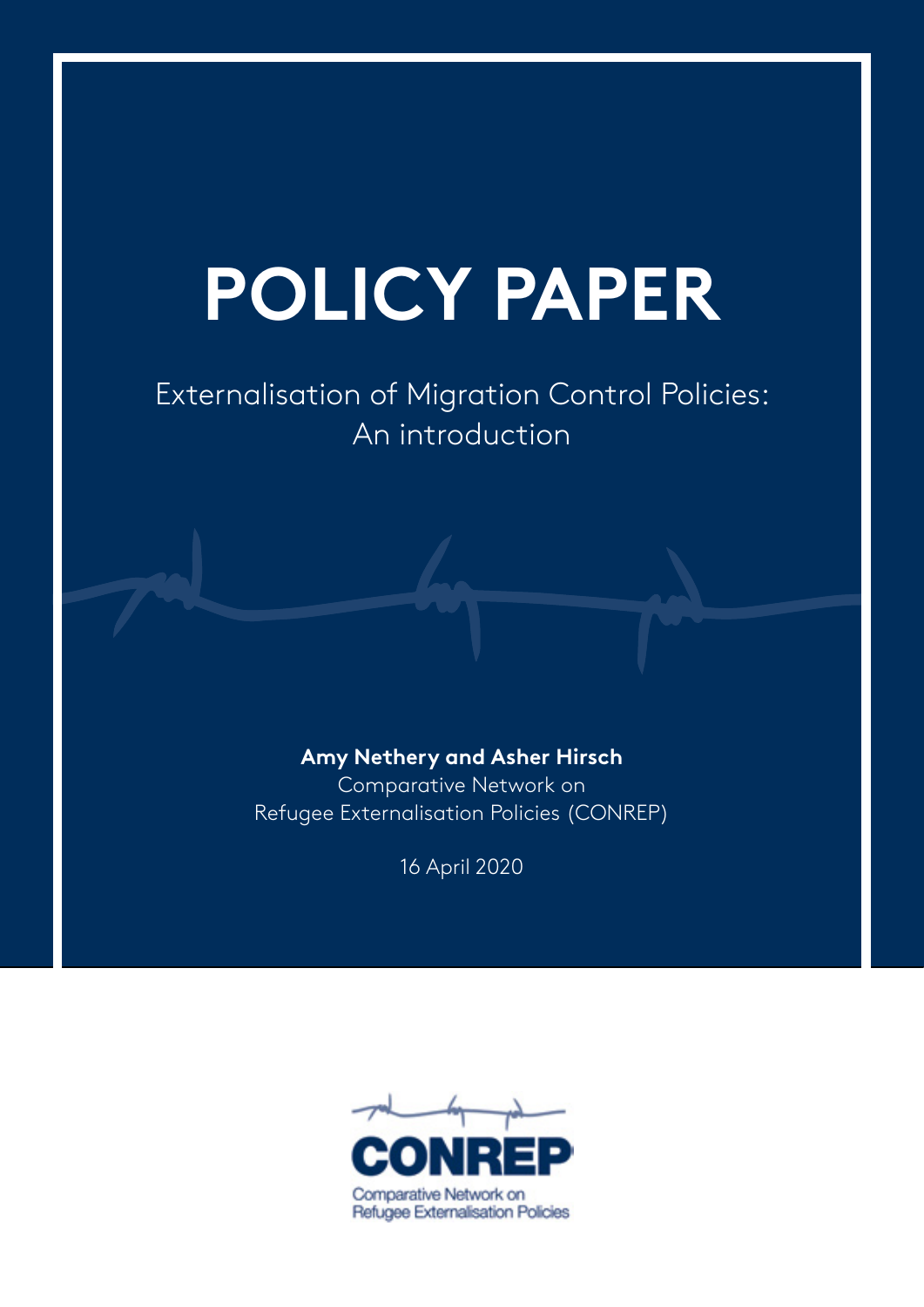# POLICY PAPER

## Externalisation of Migration Control Policies: An introduction

**Amy Nethery and Asher Hirsch**

Comparative Network on Refugee Externalisation Policies (CONREP)

16 April 2020

CONREP

Comparative Network on Refugee Externalisation Policies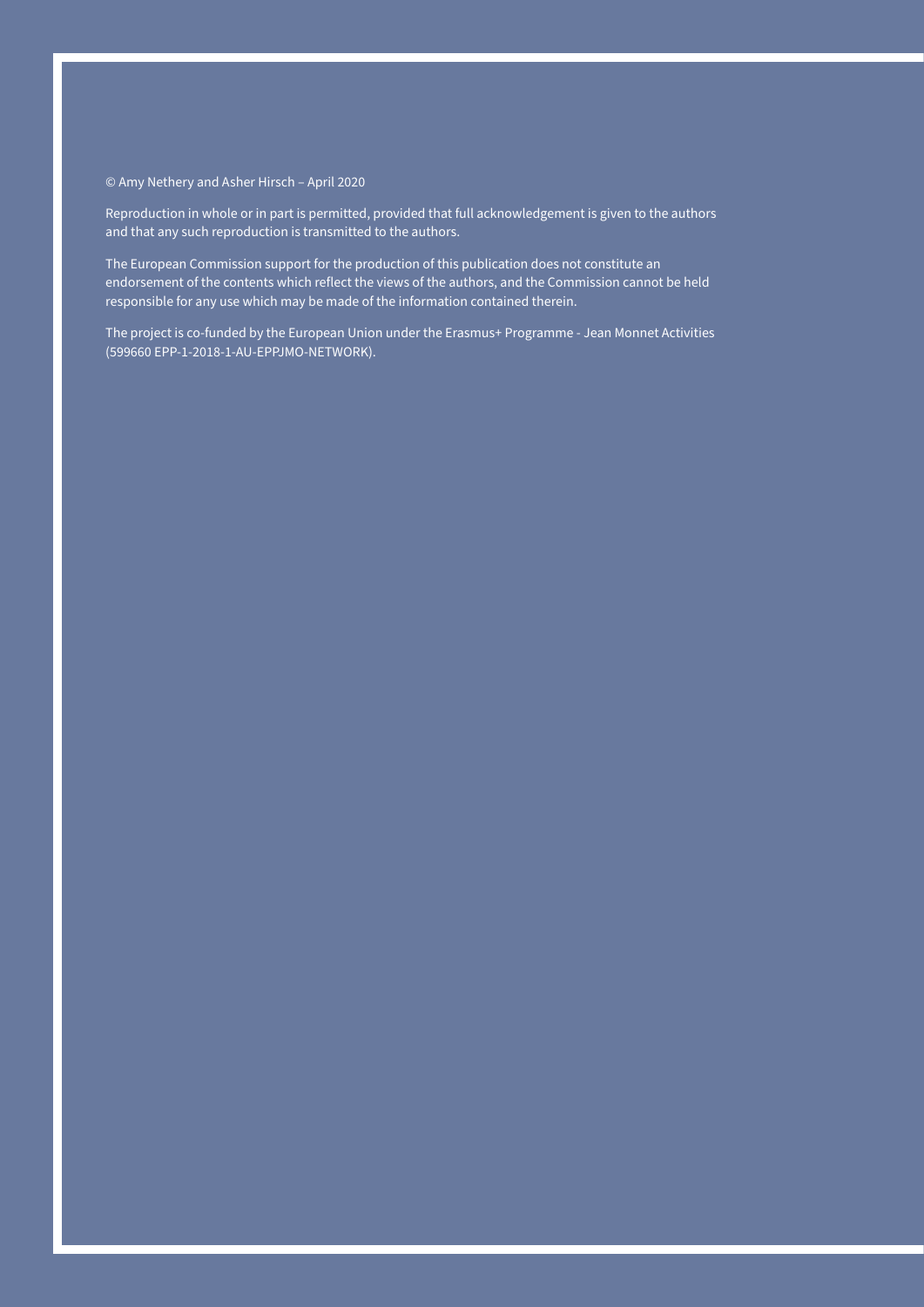© Amy Nethery and Asher Hirsch – April 2020

Reproduction in whole or in part is permitted, provided that full acknowledgement is given to the authors and that any such reproduction is transmitted to the authors.

The European Commission support for the production of this publication does not constitute an endorsement of the contents which reflect the views of the authors, and the Commission cannot be held responsible for any use which may be made of the information contained therein.

The project is co-funded by the European Union under the Erasmus+ Programme - Jean Monnet Activities (599660 EPP-1-2018-1-AU-EPPJMO-NETWORK).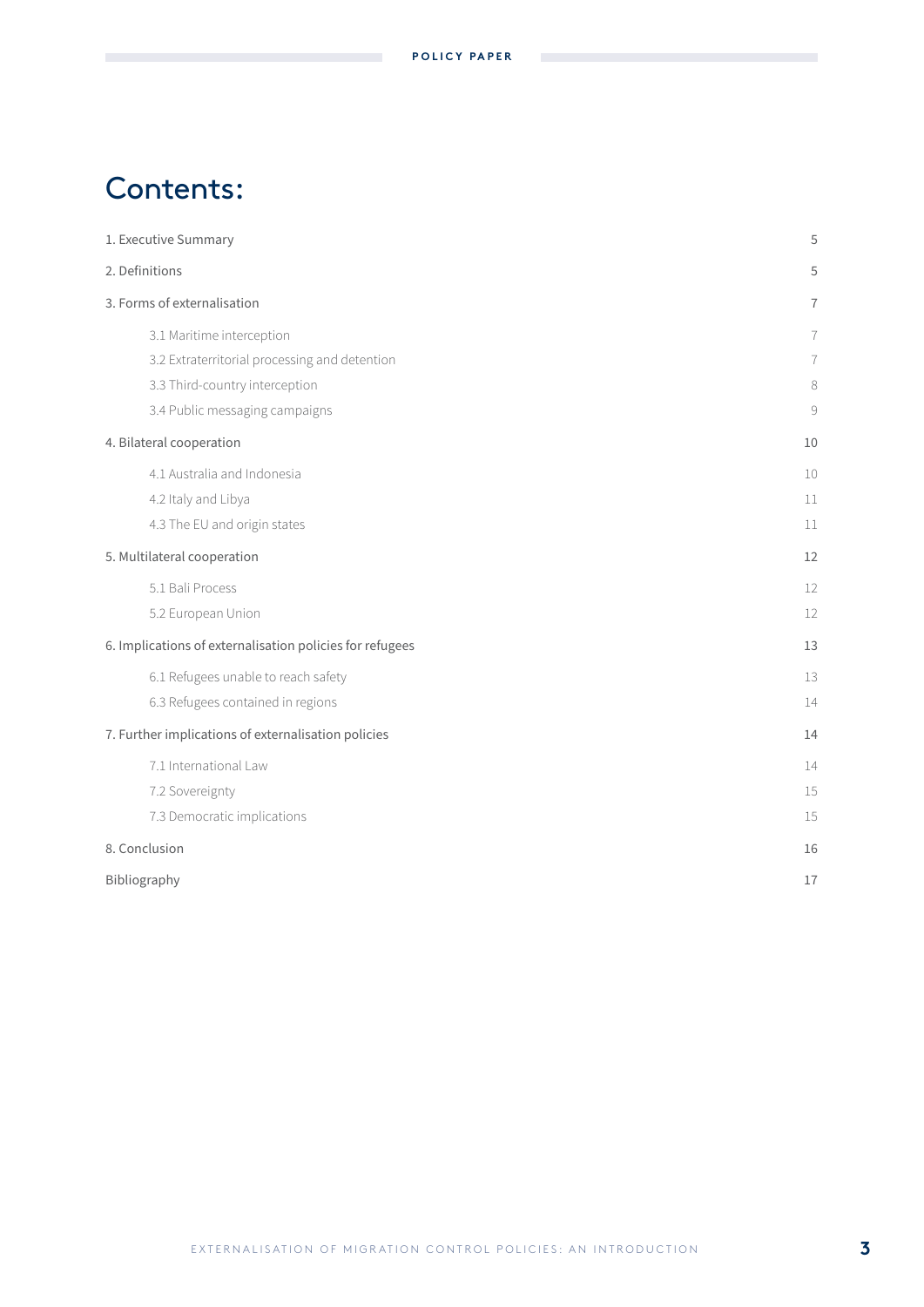# Contents:

| | |
|---|---|
| 1. Executive Summary | 5 |
| 2. Definitions | 5 |
| 3. Forms of externalisation | 7 |
| 3.1 Maritime interception | 7 |
| 3.2 Extraterritorial processing and detention | 7 |
| 3.3 Third-country interception | 8 |
| 3.4 Public messaging campaigns | 9 |
| 4. Bilateral cooperation | 10 |
| 4.1 Australia and Indonesia | 10 |
| 4.2 Italy and Libya | 11 |
| 4.3 The EU and origin states | 11 |
| 5. Multilateral cooperation | 12 |
| 5.1 Bali Process | 12 |
| 5.2 European Union | 12 |
| 6. Implications of externalisation policies for refugees | 13 |
| 6.1 Refugees unable to reach safety | 13 |
| 6.3 Refugees contained in regions | 14 |
| 7. Further implications of externalisation policies | 14 |
| 7.1 International Law | 14 |
| 7.2 Sovereignty | 15 |
| 7.3 Democratic implications | 15 |
| 8. Conclusion | 16 |
| Bibliography | 17 |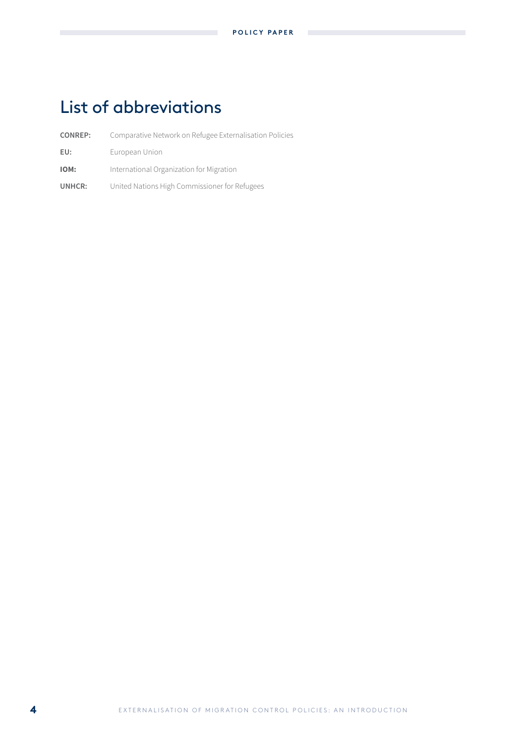# List of abbreviations

**CONREP:** Comparative Network on Refugee Externalisation Policies

**EU:** European Union

**IOM:** International Organization for Migration

**UNHCR:** United Nations High Commissioner for Refugees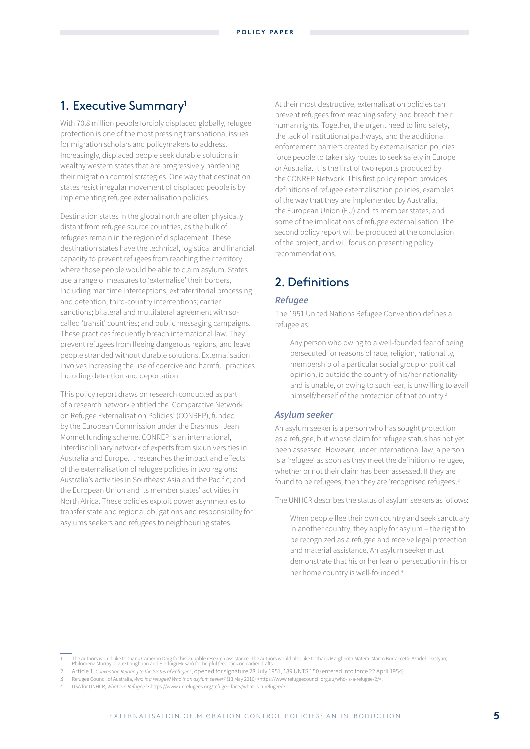## 1. Executive Summary[1]

With 70.8 million people forcibly displaced globally, refugee protection is one of the most pressing transnational issues for migration scholars and policymakers to address. Increasingly, displaced people seek durable solutions in wealthy western states that are progressively hardening their migration control strategies. One way that destination states resist irregular movement of displaced people is by implementing refugee externalisation policies.

Destination states in the global north are often physically distant from refugee source countries, as the bulk of refugees remain in the region of displacement. These destination states have the technical, logistical and financial capacity to prevent refugees from reaching their territory where those people would be able to claim asylum. States use a range of measures to 'externalise' their borders, including maritime interceptions; extraterritorial processing and detention; third-country interceptions; carrier sanctions; bilateral and multilateral agreement with so-called 'transit' countries; and public messaging campaigns. These practices frequently breach international law. They prevent refugees from fleeing dangerous regions, and leave people stranded without durable solutions. Externalisation involves increasing the use of coercive and harmful practices including detention and deportation.

This policy report draws on research conducted as part of a research network entitled the 'Comparative Network on Refugee Externalisation Policies' (CONREP), funded by the European Commission under the Erasmus+ Jean Monnet funding scheme. CONREP is an international, interdisciplinary network of experts from six universities in Australia and Europe. It researches the impact and effects of the externalisation of refugee policies in two regions: Australia's activities in Southeast Asia and the Pacific; and the European Union and its member states' activities in North Africa. These policies exploit power asymmetries to transfer state and regional obligations and responsibility for asylums seekers and refugees to neighbouring states.

At their most destructive, externalisation policies can prevent refugees from reaching safety, and breach their human rights. Together, the urgent need to find safety, the lack of institutional pathways, and the additional enforcement barriers created by externalisation policies force people to take risky routes to seek safety in Europe or Australia. It is the first of two reports produced by the CONREP Network. This first policy report provides definitions of refugee externalisation policies, examples of the way that they are implemented by Australia, the European Union (EU) and its member states, and some of the implications of refugee externalisation. The second policy report will be produced at the conclusion of the project, and will focus on presenting policy recommendations.

## 2. Definitions

### *Refugee*

The 1951 United Nations Refugee Convention defines a refugee as:

> Any person who owing to a well-founded fear of being persecuted for reasons of race, religion, nationality, membership of a particular social group or political opinion, is outside the country of his/her nationality and is unable, or owing to such fear, is unwilling to avail himself/herself of the protection of that country.[2]

### *Asylum seeker*

An asylum seeker is a person who has sought protection as a refugee, but whose claim for refugee status has not yet been assessed. However, under international law, a person is a 'refugee' as soon as they meet the definition of refugee, whether or not their claim has been assessed. If they are found to be refugees, then they are 'recognised refugees'.[3]

The UNHCR describes the status of asylum seekers as follows:

> When people flee their own country and seek sanctuary in another country, they apply for asylum – the right to be recognized as a refugee and receive legal protection and material assistance. An asylum seeker must demonstrate that his or her fear of persecution in his or her home country is well-founded.[4]

---

1 The authors would like to thank Cameron Doig for his valuable research assistance. The authors would also like to thank Margherita Matera, Marco Borraccetti, Azadeh Dastyari, Philomena Murray, Claire Loughnan and Pierluigi Musarò for helpful feedback on earlier drafts.

2 Article 1, *Convention Relating to the Status of Refugees*, opened for signature 28 July 1951, 189 UNTS 150 (entered into force 22 April 1954).

3 Refugee Council of Australia, *Who is a refugee? Who is an asylum seeker?* (13 May 2016) <https://www.refugeecouncil.org.au/who-is-a-refugee/2/>.

4 USA for UNHCR, *What is a Refugee?* <https://www.unrefugees.org/refugee-facts/what-is-a-refugee/>.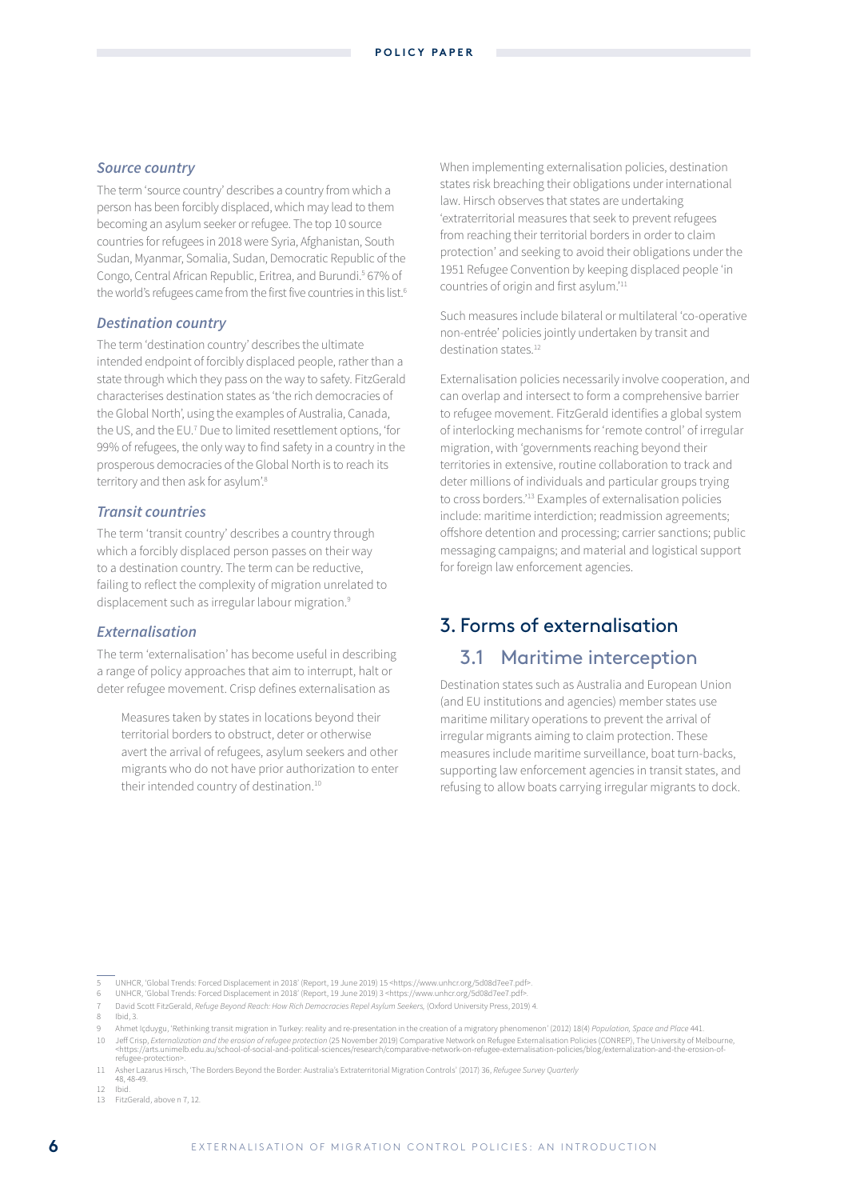### *Source country*

The term 'source country' describes a country from which a person has been forcibly displaced, which may lead to them becoming an asylum seeker or refugee. The top 10 source countries for refugees in 2018 were Syria, Afghanistan, South Sudan, Myanmar, Somalia, Sudan, Democratic Republic of the Congo, Central African Republic, Eritrea, and Burundi.[5] 67% of the world's refugees came from the first five countries in this list.[6]

### *Destination country*

The term 'destination country' describes the ultimate intended endpoint of forcibly displaced people, rather than a state through which they pass on the way to safety. FitzGerald characterises destination states as 'the rich democracies of the Global North', using the examples of Australia, Canada, the US, and the EU.[7] Due to limited resettlement options, 'for 99% of refugees, the only way to find safety in a country in the prosperous democracies of the Global North is to reach its territory and then ask for asylum'.[8]

### *Transit countries*

The term 'transit country' describes a country through which a forcibly displaced person passes on their way to a destination country. The term can be reductive, failing to reflect the complexity of migration unrelated to displacement such as irregular labour migration.[9]

### *Externalisation*

The term 'externalisation' has become useful in describing a range of policy approaches that aim to interrupt, halt or deter refugee movement. Crisp defines externalisation as

> Measures taken by states in locations beyond their territorial borders to obstruct, deter or otherwise avert the arrival of refugees, asylum seekers and other migrants who do not have prior authorization to enter their intended country of destination.[10]

When implementing externalisation policies, destination states risk breaching their obligations under international law. Hirsch observes that states are undertaking 'extraterritorial measures that seek to prevent refugees from reaching their territorial borders in order to claim protection' and seeking to avoid their obligations under the 1951 Refugee Convention by keeping displaced people 'in countries of origin and first asylum.'[11]

Such measures include bilateral or multilateral 'co-operative non-entrée' policies jointly undertaken by transit and destination states.[12]

Externalisation policies necessarily involve cooperation, and can overlap and intersect to form a comprehensive barrier to refugee movement. FitzGerald identifies a global system of interlocking mechanisms for 'remote control' of irregular migration, with 'governments reaching beyond their territories in extensive, routine collaboration to track and deter millions of individuals and particular groups trying to cross borders.'[13] Examples of externalisation policies include: maritime interdiction; readmission agreements; offshore detention and processing; carrier sanctions; public messaging campaigns; and material and logistical support for foreign law enforcement agencies.

## 3. Forms of externalisation

### 3.1 Maritime interception

Destination states such as Australia and European Union (and EU institutions and agencies) member states use maritime military operations to prevent the arrival of irregular migrants aiming to claim protection. These measures include maritime surveillance, boat turn-backs, supporting law enforcement agencies in transit states, and refusing to allow boats carrying irregular migrants to dock.

---

5 UNHCR, 'Global Trends: Forced Displacement in 2018' (Report, 19 June 2019) 15 <https://www.unhcr.org/5d08d7ee7.pdf>.

6 UNHCR, 'Global Trends: Forced Displacement in 2018' (Report, 19 June 2019) 3 <https://www.unhcr.org/5d08d7ee7.pdf>.

7 David Scott FitzGerald, *Refuge Beyond Reach: How Rich Democracies Repel Asylum Seekers,* (Oxford University Press, 2019) 4.

8 Ibid, 3.

9 Ahmet Içduygu, 'Rethinking transit migration in Turkey: reality and re-presentation in the creation of a migratory phenomenon' (2012) 18(4) *Population, Space and Place* 441.

10 Jeff Crisp, *Externalization and the erosion of refugee protection* (25 November 2019) Comparative Network on Refugee Externalisation Policies (CONREP), The University of Melbourne, <https://arts.unimelb.edu.au/school-of-social-and-political-sciences/research/comparative-network-on-refugee-externalisation-policies/blog/externalization-and-the-erosion-of-refugee-protection>.

11 Asher Lazarus Hirsch, 'The Borders Beyond the Border: Australia's Extraterritorial Migration Controls' (2017) 36, *Refugee Survey Quarterly* 48, 48-49.

12 Ibid.

13 FitzGerald, above n 7, 12.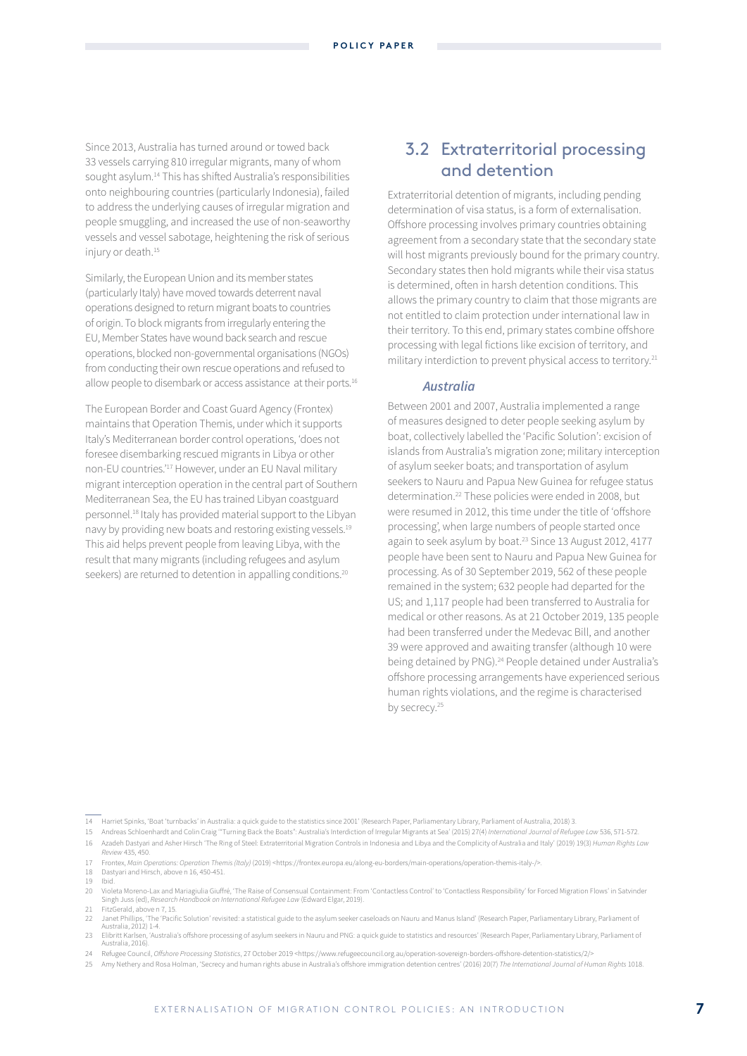Since 2013, Australia has turned around or towed back 33 vessels carrying 810 irregular migrants, many of whom sought asylum.[14] This has shifted Australia's responsibilities onto neighbouring countries (particularly Indonesia), failed to address the underlying causes of irregular migration and people smuggling, and increased the use of non-seaworthy vessels and vessel sabotage, heightening the risk of serious injury or death.[15]

Similarly, the European Union and its member states (particularly Italy) have moved towards deterrent naval operations designed to return migrant boats to countries of origin. To block migrants from irregularly entering the EU, Member States have wound back search and rescue operations, blocked non-governmental organisations (NGOs) from conducting their own rescue operations and refused to allow people to disembark or access assistance at their ports.[16]

The European Border and Coast Guard Agency (Frontex) maintains that Operation Themis, under which it supports Italy's Mediterranean border control operations, 'does not foresee disembarking rescued migrants in Libya or other non-EU countries.'[17] However, under an EU Naval military migrant interception operation in the central part of Southern Mediterranean Sea, the EU has trained Libyan coastguard personnel.[18] Italy has provided material support to the Libyan navy by providing new boats and restoring existing vessels.[19] This aid helps prevent people from leaving Libya, with the result that many migrants (including refugees and asylum seekers) are returned to detention in appalling conditions.[20]

## 3.2 Extraterritorial processing and detention

Extraterritorial detention of migrants, including pending determination of visa status, is a form of externalisation. Offshore processing involves primary countries obtaining agreement from a secondary state that the secondary state will host migrants previously bound for the primary country. Secondary states then hold migrants while their visa status is determined, often in harsh detention conditions. This allows the primary country to claim that those migrants are not entitled to claim protection under international law in their territory. To this end, primary states combine offshore processing with legal fictions like excision of territory, and military interdiction to prevent physical access to territory.[21]

### *Australia*

Between 2001 and 2007, Australia implemented a range of measures designed to deter people seeking asylum by boat, collectively labelled the 'Pacific Solution': excision of islands from Australia's migration zone; military interception of asylum seeker boats; and transportation of asylum seekers to Nauru and Papua New Guinea for refugee status determination.[22] These policies were ended in 2008, but were resumed in 2012, this time under the title of 'offshore processing', when large numbers of people started once again to seek asylum by boat.[23] Since 13 August 2012, 4177 people have been sent to Nauru and Papua New Guinea for processing. As of 30 September 2019, 562 of these people remained in the system; 632 people had departed for the US; and 1,117 people had been transferred to Australia for medical or other reasons. As at 21 October 2019, 135 people had been transferred under the Medevac Bill, and another 39 were approved and awaiting transfer (although 10 were being detained by PNG).[24] People detained under Australia's offshore processing arrangements have experienced serious human rights violations, and the regime is characterised by secrecy.[25]

---

14 Harriet Spinks, 'Boat 'turnbacks' in Australia: a quick guide to the statistics since 2001' (Research Paper, Parliamentary Library, Parliament of Australia, 2018) 3.

15 Andreas Schloenhardt and Colin Craig '"Turning Back the Boats": Australia's Interdiction of Irregular Migrants at Sea' (2015) 27(4) *International Journal of Refugee Law* 536, 571-572.

16 Azadeh Dastyari and Asher Hirsch 'The Ring of Steel: Extraterritorial Migration Controls in Indonesia and Libya and the Complicity of Australia and Italy' (2019) 19(3) *Human Rights Law Review* 435, 450.

17 Frontex, *Main Operations: Operation Themis (Italy)* (2019) <https://frontex.europa.eu/along-eu-borders/main-operations/operation-themis-italy-/>.

18 Dastyari and Hirsch, above n 16, 450-451.

19 Ibid.

20 Violeta Moreno-Lax and Mariagiulia Giuffré, 'The Raise of Consensual Containment: From 'Contactless Control' to 'Contactless Responsibility' for Forced Migration Flows' in Satvinder Singh Juss (ed), *Research Handbook on International Refugee Law* (Edward Elgar, 2019).

21 FitzGerald, above n 7, 15.

22 Janet Phillips, 'The 'Pacific Solution' revisited: a statistical guide to the asylum seeker caseloads on Nauru and Manus Island' (Research Paper, Parliamentary Library, Parliament of Australia, 2012) 1-4.

23 Elibritt Karlsen, 'Australia's offshore processing of asylum seekers in Nauru and PNG: a quick guide to statistics and resources' (Research Paper, Parliamentary Library, Parliament of Australia, 2016).

24 Refugee Council, *Offshore Processing Statistics*, 27 October 2019 <https://www.refugeecouncil.org.au/operation-sovereign-borders-offshore-detention-statistics/2/>

25 Amy Nethery and Rosa Holman, 'Secrecy and human rights abuse in Australia's offshore immigration detention centres' (2016) 20(7) *The International Journal of Human Rights* 1018.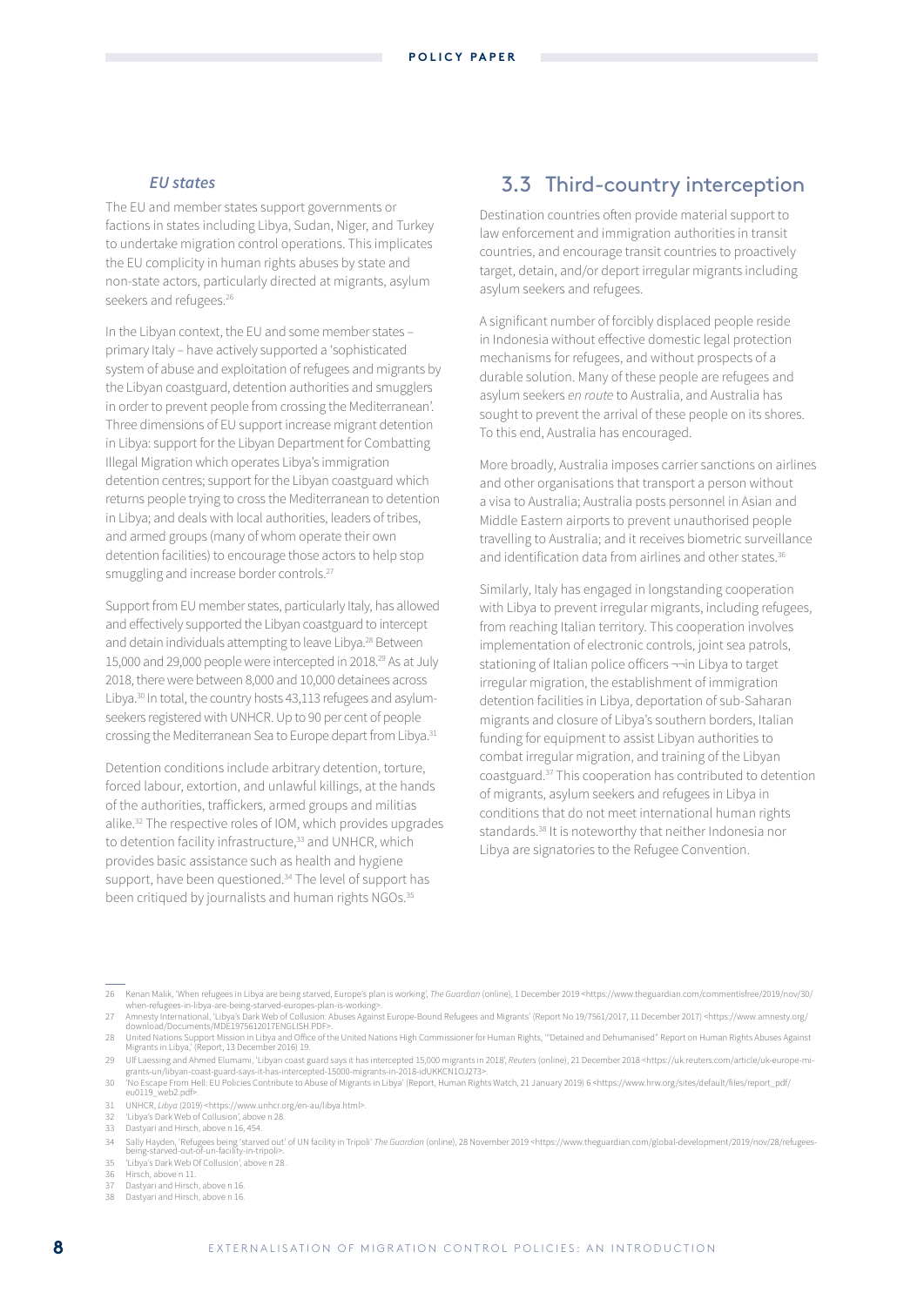### *EU states*

The EU and member states support governments or factions in states including Libya, Sudan, Niger, and Turkey to undertake migration control operations. This implicates the EU complicity in human rights abuses by state and non-state actors, particularly directed at migrants, asylum seekers and refugees.[26]

In the Libyan context, the EU and some member states – primary Italy – have actively supported a 'sophisticated system of abuse and exploitation of refugees and migrants by the Libyan coastguard, detention authorities and smugglers in order to prevent people from crossing the Mediterranean'. Three dimensions of EU support increase migrant detention in Libya: support for the Libyan Department for Combatting Illegal Migration which operates Libya's immigration detention centres; support for the Libyan coastguard which returns people trying to cross the Mediterranean to detention in Libya; and deals with local authorities, leaders of tribes, and armed groups (many of whom operate their own detention facilities) to encourage those actors to help stop smuggling and increase border controls.[27]

Support from EU member states, particularly Italy, has allowed and effectively supported the Libyan coastguard to intercept and detain individuals attempting to leave Libya.[28] Between 15,000 and 29,000 people were intercepted in 2018.[29] As at July 2018, there were between 8,000 and 10,000 detainees across Libya.[30] In total, the country hosts 43,113 refugees and asylum-seekers registered with UNHCR. Up to 90 per cent of people crossing the Mediterranean Sea to Europe depart from Libya.[31]

Detention conditions include arbitrary detention, torture, forced labour, extortion, and unlawful killings, at the hands of the authorities, traffickers, armed groups and militias alike.[32] The respective roles of IOM, which provides upgrades to detention facility infrastructure,[33] and UNHCR, which provides basic assistance such as health and hygiene support, have been questioned.[34] The level of support has been critiqued by journalists and human rights NGOs.[35]

## 3.3 Third-country interception

Destination countries often provide material support to law enforcement and immigration authorities in transit countries, and encourage transit countries to proactively target, detain, and/or deport irregular migrants including asylum seekers and refugees.

A significant number of forcibly displaced people reside in Indonesia without effective domestic legal protection mechanisms for refugees, and without prospects of a durable solution. Many of these people are refugees and asylum seekers *en route* to Australia, and Australia has sought to prevent the arrival of these people on its shores. To this end, Australia has encouraged.

More broadly, Australia imposes carrier sanctions on airlines and other organisations that transport a person without a visa to Australia; Australia posts personnel in Asian and Middle Eastern airports to prevent unauthorised people travelling to Australia; and it receives biometric surveillance and identification data from airlines and other states.[36]

Similarly, Italy has engaged in longstanding cooperation with Libya to prevent irregular migrants, including refugees, from reaching Italian territory. This cooperation involves implementation of electronic controls, joint sea patrols, stationing of Italian police officers ¬¬in Libya to target irregular migration, the establishment of immigration detention facilities in Libya, deportation of sub-Saharan migrants and closure of Libya's southern borders, Italian funding for equipment to assist Libyan authorities to combat irregular migration, and training of the Libyan coastguard.[37] This cooperation has contributed to detention of migrants, asylum seekers and refugees in Libya in conditions that do not meet international human rights standards.[38] It is noteworthy that neither Indonesia nor Libya are signatories to the Refugee Convention.

---

26 Kenan Malik, 'When refugees in Libya are being starved, Europe's plan is working', *The Guardian* (online), 1 December 2019 <https://www.theguardian.com/commentisfree/2019/nov/30/when-refugees-in-libya-are-being-starved-europes-plan-is-working>.

27 Amnesty International, 'Libya's Dark Web of Collusion: Abuses Against Europe-Bound Refugees and Migrants' (Report No 19/7561/2017, 11 December 2017) <https://www.amnesty.org/download/Documents/MDE1975612017ENGLISH.PDF>.

28 United Nations Support Mission in Libya and Office of the United Nations High Commissioner for Human Rights, '"Detained and Dehumanised" Report on Human Rights Abuses Against Migrants in Libya,' (Report, 13 December 2016) 19.

29 Ulf Laessing and Ahmed Elumami, 'Libyan coast guard says it has intercepted 15,000 migrants in 2018', *Reuters* (online), 21 December 2018 <https://uk.reuters.com/article/uk-europe-migrants-un/libyan-coast-guard-says-it-has-intercepted-15000-migrants-in-2018-idUKKCN1OJ273>.

30 'No Escape From Hell: EU Policies Contribute to Abuse of Migrants in Libya' (Report, Human Rights Watch, 21 January 2019) 6 <https://www.hrw.org/sites/default/files/report_pdf/eu0119_web2.pdf>.

31 UNHCR, *Libya* (2019) <https://www.unhcr.org/en-au/libya.html>.

32 'Libya's Dark Web of Collusion', above n 28.

33 Dastyari and Hirsch, above n 16, 454.

34 Sally Hayden, 'Refugees being 'starved out' of UN facility in Tripoli' *The Guardian* (online), 28 November 2019 <https://www.theguardian.com/global-development/2019/nov/28/refugees-being-starved-out-of-un-facility-in-tripoli>.

35 'Libya's Dark Web Of Collusion', above n 28 .

36 Hirsch, above n 11.

37 Dastyari and Hirsch, above n 16.

38 Dastyari and Hirsch, above n 16.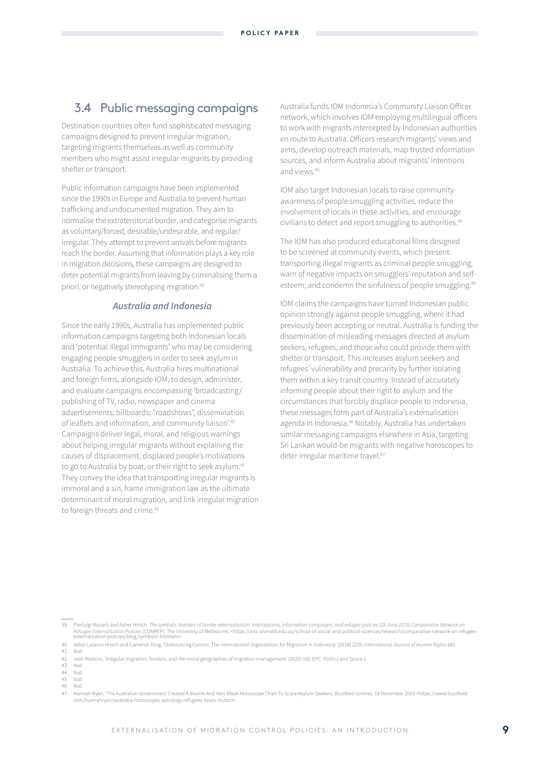## 3.4 Public messaging campaigns

Destination countries often fund sophisticated messaging campaigns designed to prevent irregular migration, targeting migrants themselves as well as community members who might assist irregular migrants by providing shelter or transport.

Public information campaigns have been implemented since the 1990s in Europe and Australia to prevent human trafficking and undocumented migration. They aim to normalise the extraterritorial border, and categorise migrants as voluntary/forced, desirable/undesirable, and regular/irregular. They attempt to prevent arrivals before migrants reach the border. Assuming that information plays a key role in migration decisions, these campaigns are designed to deter potential migrants from leaving by criminalising them a priori, or negatively stereotyping migration.[39]

### *Australia and Indonesia*

Since the early 1990s, Australia has implemented public information campaigns targeting both Indonesian locals and 'potential illegal immigrants' who may be considering engaging people smugglers in order to seek asylum in Australia. To achieve this, Australia hires multinational and foreign firms, alongside IOM, to design, administer, and evaluate campaigns encompassing 'broadcasting/publishing of TV, radio, newspaper and cinema advertisements; billboards; "roadshows", dissemination of leaflets and information, and community liaison'.[40] Campaigns deliver legal, moral, and religious warnings about helping irregular migrants without explaining the causes of displacement, displaced people's motivations to go to Australia by boat, or their right to seek asylum.[41] They convey the idea that transporting irregular migrants is immoral and a sin, frame immigration law as the ultimate determinant of moral migration, and link irregular migration to foreign threats and crime.[42]

Australia funds IOM Indonesia's Community Liaison Officer network, which involves IOM employing multilingual officers to work with migrants intercepted by Indonesian authorities en route to Australia. Officers research migrants' views and aims, develop outreach materials, map trusted information sources, and inform Australia about migrants' intentions and views.[43]

IOM also target Indonesian locals to raise community awareness of people smuggling activities, reduce the involvement of locals in these activities, and encourage civilians to detect and report smuggling to authorities.[44]

The IOM has also produced educational films designed to be screened at community events, which present transporting illegal migrants as criminal people smuggling; warn of negative impacts on smugglers' reputation and self-esteem; and condemn the sinfulness of people smuggling.[45]

IOM claims the campaigns have turned Indonesian public opinion strongly against people smuggling, where it had previously been accepting or neutral. Australia is funding the dissemination of misleading messages directed at asylum seekers, refugees, and those who could provide them with shelter or transport. This increases asylum seekers and refugees' vulnerability and precarity by further isolating them within a key transit country. Instead of accurately informing people about their right to asylum and the circumstances that forcibly displace people to Indonesia, these messages form part of Australia's externalisation agenda in Indonesia.[46] Notably, Australia has undertaken similar messaging campaigns elsewhere in Asia, targeting Sri Lankan would-be migrants with negative horoscopes to deter irregular maritime travel.[47]

---

39 Pierluigi Musarò and Asher Hirsch, *The symbolic frontiers of border externalisation: Interceptions, information campaigns, and refugee policies (25 June 2019) Comparative Network on Refugee Externalisation Policies* (CONREP), The University of Melbourne, <https://arts.unimelb.edu.au/school-of-social-and-political-sciences/research/comparative-network-on-refugee-externalisation-policies/blog/symbolic-frontiers>.

40 Asher Lazarus Hirsch and Cameron Doig, 'Outsourcing Control: The International Organization for Migration in Indonesia' (2018) 22(5) *International Journal of Human Rights* 681.

41 Ibid.

42 Josh Watkins, 'Irregular migration, borders, and the moral geographies of migration management' (2020) 0(0) EPC: *Politics and Space* 1.

43 Ibid.

44 Ibid.

45 Ibid.

46 Ibid.

47 Hannah Ryan, 'The Australian Government Created A Bizarre And Very Bleak Horoscope Chart To Scare Asylum Seekers', *Buzzfeed* (online), 18 December 2019 <https://www.buzzfeed.com/hannahryan/australia-horoscopes-astrology-refugees-boats-dutton>.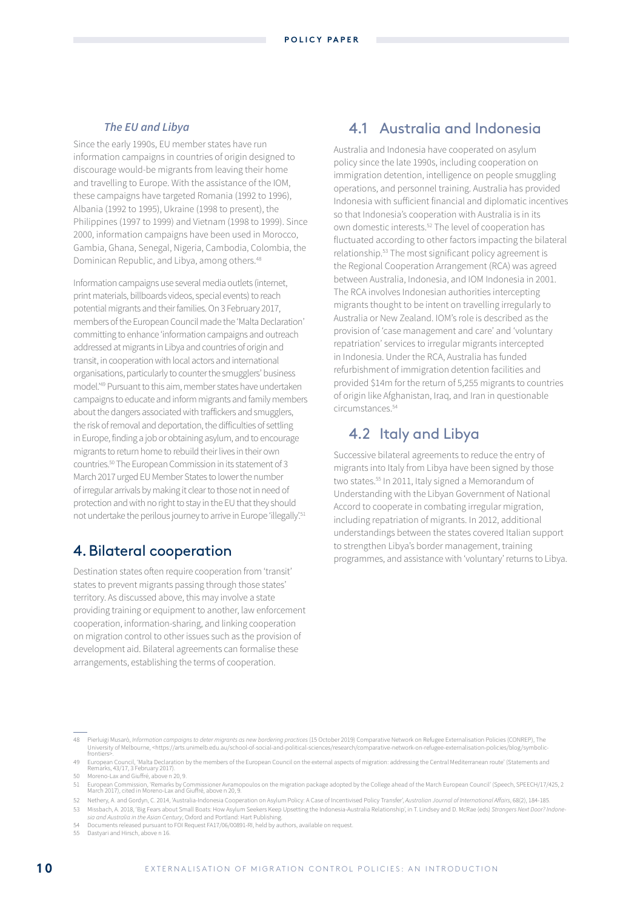*The EU and Libya*

Since the early 1990s, EU member states have run information campaigns in countries of origin designed to discourage would-be migrants from leaving their home and travelling to Europe. With the assistance of the IOM, these campaigns have targeted Romania (1992 to 1996), Albania (1992 to 1995), Ukraine (1998 to present), the Philippines (1997 to 1999) and Vietnam (1998 to 1999). Since 2000, information campaigns have been used in Morocco, Gambia, Ghana, Senegal, Nigeria, Cambodia, Colombia, the Dominican Republic, and Libya, among others.[48]

Information campaigns use several media outlets (internet, print materials, billboards videos, special events) to reach potential migrants and their families. On 3 February 2017, members of the European Council made the 'Malta Declaration' committing to enhance 'information campaigns and outreach addressed at migrants in Libya and countries of origin and transit, in cooperation with local actors and international organisations, particularly to counter the smugglers' business model.'[49] Pursuant to this aim, member states have undertaken campaigns to educate and inform migrants and family members about the dangers associated with traffickers and smugglers, the risk of removal and deportation, the difficulties of settling in Europe, finding a job or obtaining asylum, and to encourage migrants to return home to rebuild their lives in their own countries.[50] The European Commission in its statement of 3 March 2017 urged EU Member States to lower the number of irregular arrivals by making it clear to those not in need of protection and with no right to stay in the EU that they should not undertake the perilous journey to arrive in Europe 'illegally'.[51]

## 4. Bilateral cooperation

Destination states often require cooperation from 'transit' states to prevent migrants passing through those states' territory. As discussed above, this may involve a state providing training or equipment to another, law enforcement cooperation, information-sharing, and linking cooperation on migration control to other issues such as the provision of development aid. Bilateral agreements can formalise these arrangements, establishing the terms of cooperation.

### 4.1 Australia and Indonesia

Australia and Indonesia have cooperated on asylum policy since the late 1990s, including cooperation on immigration detention, intelligence on people smuggling operations, and personnel training. Australia has provided Indonesia with sufficient financial and diplomatic incentives so that Indonesia's cooperation with Australia is in its own domestic interests.[52] The level of cooperation has fluctuated according to other factors impacting the bilateral relationship.[53] The most significant policy agreement is the Regional Cooperation Arrangement (RCA) was agreed between Australia, Indonesia, and IOM Indonesia in 2001. The RCA involves Indonesian authorities intercepting migrants thought to be intent on travelling irregularly to Australia or New Zealand. IOM's role is described as the provision of 'case management and care' and 'voluntary repatriation' services to irregular migrants intercepted in Indonesia. Under the RCA, Australia has funded refurbishment of immigration detention facilities and provided \$14m for the return of 5,255 migrants to countries of origin like Afghanistan, Iraq, and Iran in questionable circumstances.[54]

### 4.2 Italy and Libya

Successive bilateral agreements to reduce the entry of migrants into Italy from Libya have been signed by those two states.[55] In 2011, Italy signed a Memorandum of Understanding with the Libyan Government of National Accord to cooperate in combating irregular migration, including repatriation of migrants. In 2012, additional understandings between the states covered Italian support to strengthen Libya's border management, training programmes, and assistance with 'voluntary' returns to Libya.

---

48 Pierluigi Musarò, *Information campaigns to deter migrants as new bordering practices* (15 October 2019) Comparative Network on Refugee Externalisation Policies (CONREP), The University of Melbourne, <https://arts.unimelb.edu.au/school-of-social-and-political-sciences/research/comparative-network-on-refugee-externalisation-policies/blog/symbolic-frontiers>.

49 European Council, 'Malta Declaration by the members of the European Council on the external aspects of migration: addressing the Central Mediterranean route' (Statements and Remarks, 43/17, 3 February 2017).

50 Moreno-Lax and Giuffré, above n 20, 9.

51 European Commission, 'Remarks by Commissioner Avramopoulos on the migration package adopted by the College ahead of the March European Council' (Speech, SPEECH/17/425, 2 March 2017), cited in Moreno-Lax and Giuffré, above n 20, 9.

52 Nethery, A. and Gordyn, C. 2014, 'Australia-Indonesia Cooperation on Asylum Policy: A Case of Incentivised Policy Transfer', *Australian Journal of International Affairs*, 68(2), 184-185.

53 Missbach, A. 2018, 'Big Fears about Small Boats: How Asylum Seekers Keep Upsetting the Indonesia-Australia Relationship', in T. Lindsey and D. McRae (eds) *Strangers Next Door? Indonesia and Australia in the Asian Century*, Oxford and Portland: Hart Publishing.

54 Documents released pursuant to FOI Request FA17/06/00891-RI, held by authors, available on request.

55 Dastyari and Hirsch, above n 16.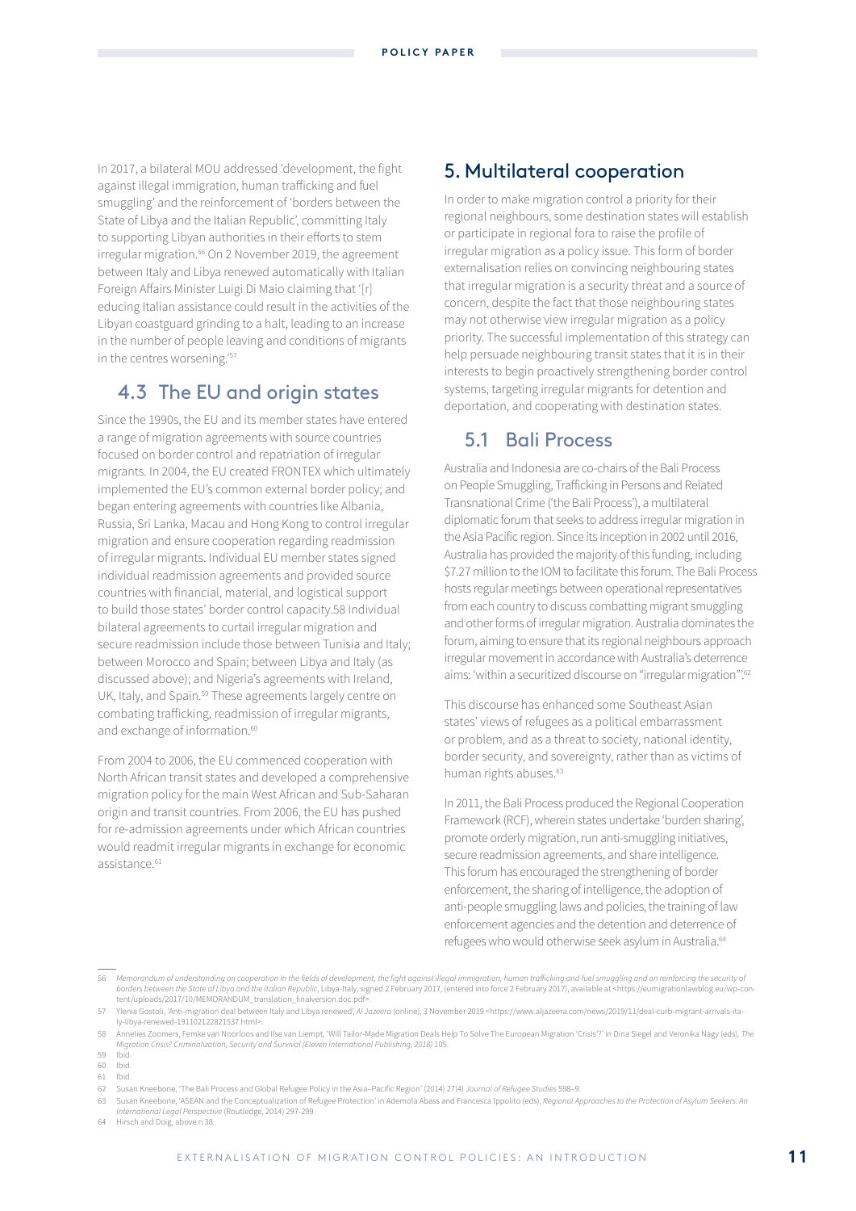In 2017, a bilateral MOU addressed 'development, the fight against illegal immigration, human trafficking and fuel smuggling' and the reinforcement of 'borders between the State of Libya and the Italian Republic', committing Italy to supporting Libyan authorities in their efforts to stem irregular migration.[56] On 2 November 2019, the agreement between Italy and Libya renewed automatically with Italian Foreign Affairs Minister Luigi Di Maio claiming that '[r] educing Italian assistance could result in the activities of the Libyan coastguard grinding to a halt, leading to an increase in the number of people leaving and conditions of migrants in the centres worsening.'[57]

### 4.3 The EU and origin states

Since the 1990s, the EU and its member states have entered a range of migration agreements with source countries focused on border control and repatriation of irregular migrants. In 2004, the EU created FRONTEX which ultimately implemented the EU's common external border policy; and began entering agreements with countries like Albania, Russia, Sri Lanka, Macau and Hong Kong to control irregular migration and ensure cooperation regarding readmission of irregular migrants. Individual EU member states signed individual readmission agreements and provided source countries with financial, material, and logistical support to build those states' border control capacity.58 Individual bilateral agreements to curtail irregular migration and secure readmission include those between Tunisia and Italy; between Morocco and Spain; between Libya and Italy (as discussed above); and Nigeria's agreements with Ireland, UK, Italy, and Spain.[59] These agreements largely centre on combating trafficking, readmission of irregular migrants, and exchange of information.[60]

From 2004 to 2006, the EU commenced cooperation with North African transit states and developed a comprehensive migration policy for the main West African and Sub-Saharan origin and transit countries. From 2006, the EU has pushed for re-admission agreements under which African countries would readmit irregular migrants in exchange for economic assistance.[61]

## 5. Multilateral cooperation

In order to make migration control a priority for their regional neighbours, some destination states will establish or participate in regional fora to raise the profile of irregular migration as a policy issue. This form of border externalisation relies on convincing neighbouring states that irregular migration is a security threat and a source of concern, despite the fact that those neighbouring states may not otherwise view irregular migration as a policy priority. The successful implementation of this strategy can help persuade neighbouring transit states that it is in their interests to begin proactively strengthening border control systems, targeting irregular migrants for detention and deportation, and cooperating with destination states.

### 5.1 Bali Process

Australia and Indonesia are co-chairs of the Bali Process on People Smuggling, Trafficking in Persons and Related Transnational Crime ('the Bali Process'), a multilateral diplomatic forum that seeks to address irregular migration in the Asia Pacific region. Since its inception in 2002 until 2016, Australia has provided the majority of this funding, including $7.27 million to the IOM to facilitate this forum. The Bali Process hosts regular meetings between operational representatives from each country to discuss combatting migrant smuggling and other forms of irregular migration. Australia dominates the forum, aiming to ensure that its regional neighbours approach irregular movement in accordance with Australia's deterrence aims: 'within a securitized discourse on "irregular migration"'.[62]

This discourse has enhanced some Southeast Asian states' views of refugees as a political embarrassment or problem, and as a threat to society, national identity, border security, and sovereignty, rather than as victims of human rights abuses.[63]

In 2011, the Bali Process produced the Regional Cooperation Framework (RCF), wherein states undertake 'burden sharing', promote orderly migration, run anti-smuggling initiatives, secure readmission agreements, and share intelligence. This forum has encouraged the strengthening of border enforcement, the sharing of intelligence, the adoption of anti-people smuggling laws and policies, the training of law enforcement agencies and the detention and deterrence of refugees who would otherwise seek asylum in Australia.[64]

---

56 *Memorandum of understanding on cooperation in the fields of development, the fight against illegal immigration, human trafficking and fuel smuggling and on reinforcing the security of borders between the State of Libya and the Italian Republic*, Libya-Italy, signed 2 February 2017, (entered into force 2 February 2017), available at <https://eumigrationlawblog.eu/wp-content/uploads/2017/10/MEMORANDUM_translation_finalversion.doc.pdf>.

57 Ylenia Gostoli, 'Anti-migration deal between Italy and Libya renewed', *Al Jazeera* (online), 3 November 2019 <https://www.aljazeera.com/news/2019/11/deal-curb-migrant-arrivals-italy-libya-renewed-191102122821537.html>.

58 Annelies Zoomers, Femke van Noorloos and Ilse van Liempt, 'Will Tailor-Made Migration Deals Help To Solve The European Migration 'Crisis'?' in Dina Siegel and Veronika Nagy (eds), *The Migration Crisis? Criminalization, Security and Survival (Eleven International Publishing, 2018)* 105.

59 Ibid.

60 Ibid.

61 Ibid.

62 Susan Kneebone, 'The Bali Process and Global Refugee Policy in the Asia–Pacific Region' (2014) 27(4) *Journal of Refugee Studies* 598–9.

63 Susan Kneebone, 'ASEAN and the Conceptualization of Refugee Protection' in Ademola Abass and Francesca Ippolito (eds), *Regional Approaches to the Protection of Asylum Seekers: An International Legal Perspective* (Routledge, 2014) 297-299.

64 Hirsch and Doig, above n 38.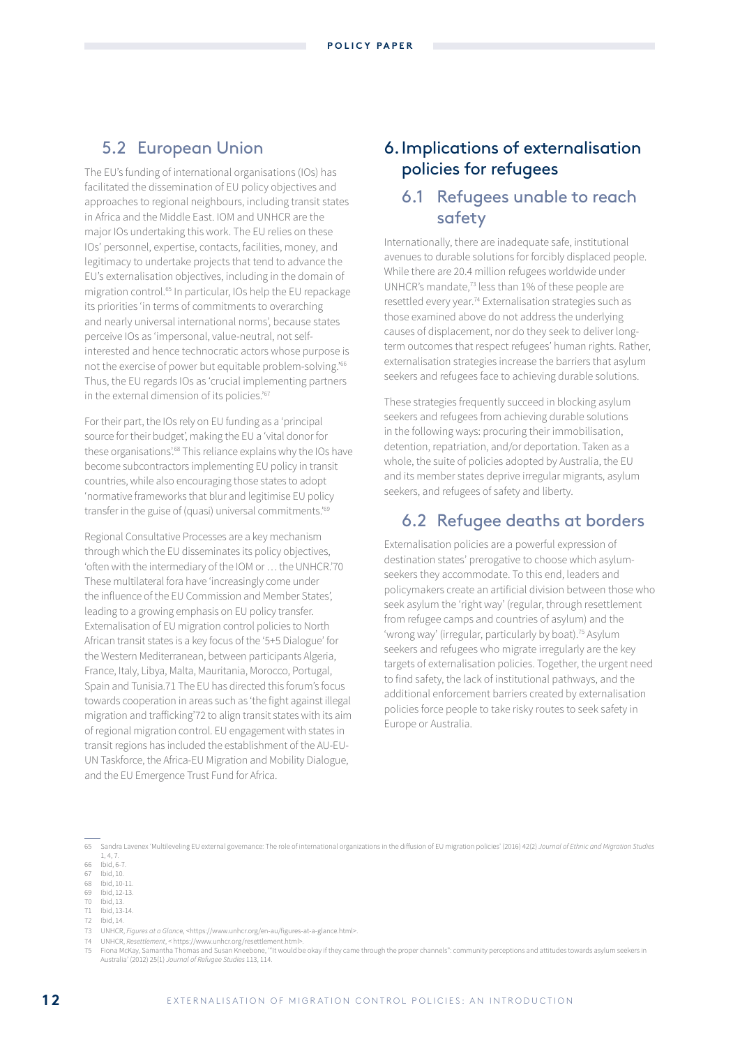## 5.2 European Union

The EU's funding of international organisations (IOs) has facilitated the dissemination of EU policy objectives and approaches to regional neighbours, including transit states in Africa and the Middle East. IOM and UNHCR are the major IOs undertaking this work. The EU relies on these IOs' personnel, expertise, contacts, facilities, money, and legitimacy to undertake projects that tend to advance the EU's externalisation objectives, including in the domain of migration control.[65] In particular, IOs help the EU repackage its priorities 'in terms of commitments to overarching and nearly universal international norms', because states perceive IOs as 'impersonal, value-neutral, not self-interested and hence technocratic actors whose purpose is not the exercise of power but equitable problem-solving.'[66] Thus, the EU regards IOs as 'crucial implementing partners in the external dimension of its policies.'[67]

For their part, the IOs rely on EU funding as a 'principal source for their budget', making the EU a 'vital donor for these organisations'.[68] This reliance explains why the IOs have become subcontractors implementing EU policy in transit countries, while also encouraging those states to adopt 'normative frameworks that blur and legitimise EU policy transfer in the guise of (quasi) universal commitments.'[69]

Regional Consultative Processes are a key mechanism through which the EU disseminates its policy objectives, 'often with the intermediary of the IOM or … the UNHCR.'70 These multilateral fora have 'increasingly come under the influence of the EU Commission and Member States', leading to a growing emphasis on EU policy transfer. Externalisation of EU migration control policies to North African transit states is a key focus of the '5+5 Dialogue' for the Western Mediterranean, between participants Algeria, France, Italy, Libya, Malta, Mauritania, Morocco, Portugal, Spain and Tunisia.71 The EU has directed this forum's focus towards cooperation in areas such as 'the fight against illegal migration and trafficking'72 to align transit states with its aim of regional migration control. EU engagement with states in transit regions has included the establishment of the AU-EU-UN Taskforce, the Africa-EU Migration and Mobility Dialogue, and the EU Emergence Trust Fund for Africa.

# 6. Implications of externalisation policies for refugees

## 6.1 Refugees unable to reach safety

Internationally, there are inadequate safe, institutional avenues to durable solutions for forcibly displaced people. While there are 20.4 million refugees worldwide under UNHCR's mandate,[73] less than 1% of these people are resettled every year.[74] Externalisation strategies such as those examined above do not address the underlying causes of displacement, nor do they seek to deliver long-term outcomes that respect refugees' human rights. Rather, externalisation strategies increase the barriers that asylum seekers and refugees face to achieving durable solutions.

These strategies frequently succeed in blocking asylum seekers and refugees from achieving durable solutions in the following ways: procuring their immobilisation, detention, repatriation, and/or deportation. Taken as a whole, the suite of policies adopted by Australia, the EU and its member states deprive irregular migrants, asylum seekers, and refugees of safety and liberty.

## 6.2 Refugee deaths at borders

Externalisation policies are a powerful expression of destination states' prerogative to choose which asylum-seekers they accommodate. To this end, leaders and policymakers create an artificial division between those who seek asylum the 'right way' (regular, through resettlement from refugee camps and countries of asylum) and the 'wrong way' (irregular, particularly by boat).[75] Asylum seekers and refugees who migrate irregularly are the key targets of externalisation policies. Together, the urgent need to find safety, the lack of institutional pathways, and the additional enforcement barriers created by externalisation policies force people to take risky routes to seek safety in Europe or Australia.

---

65 Sandra Lavenex 'Multileveling EU external governance: The role of international organizations in the diffusion of EU migration policies' (2016) 42(2) *Journal of Ethnic and Migration Studies* 1, 4, 7.
66 Ibid, 6-7.
67 Ibid, 10.
68 Ibid, 10-11.
69 Ibid, 12-13.
70 Ibid, 13.
71 Ibid, 13-14.
72 Ibid, 14.
73 UNHCR, *Figures at a Glance*, <https://www.unhcr.org/en-au/figures-at-a-glance.html>.
74 UNHCR, *Resettlement*, < https://www.unhcr.org/resettlement.html>.
75 Fiona McKay, Samantha Thomas and Susan Kneebone, '"It would be okay if they came through the proper channels": community perceptions and attitudes towards asylum seekers in Australia' (2012) 25(1) *Journal of Refugee Studies* 113, 114.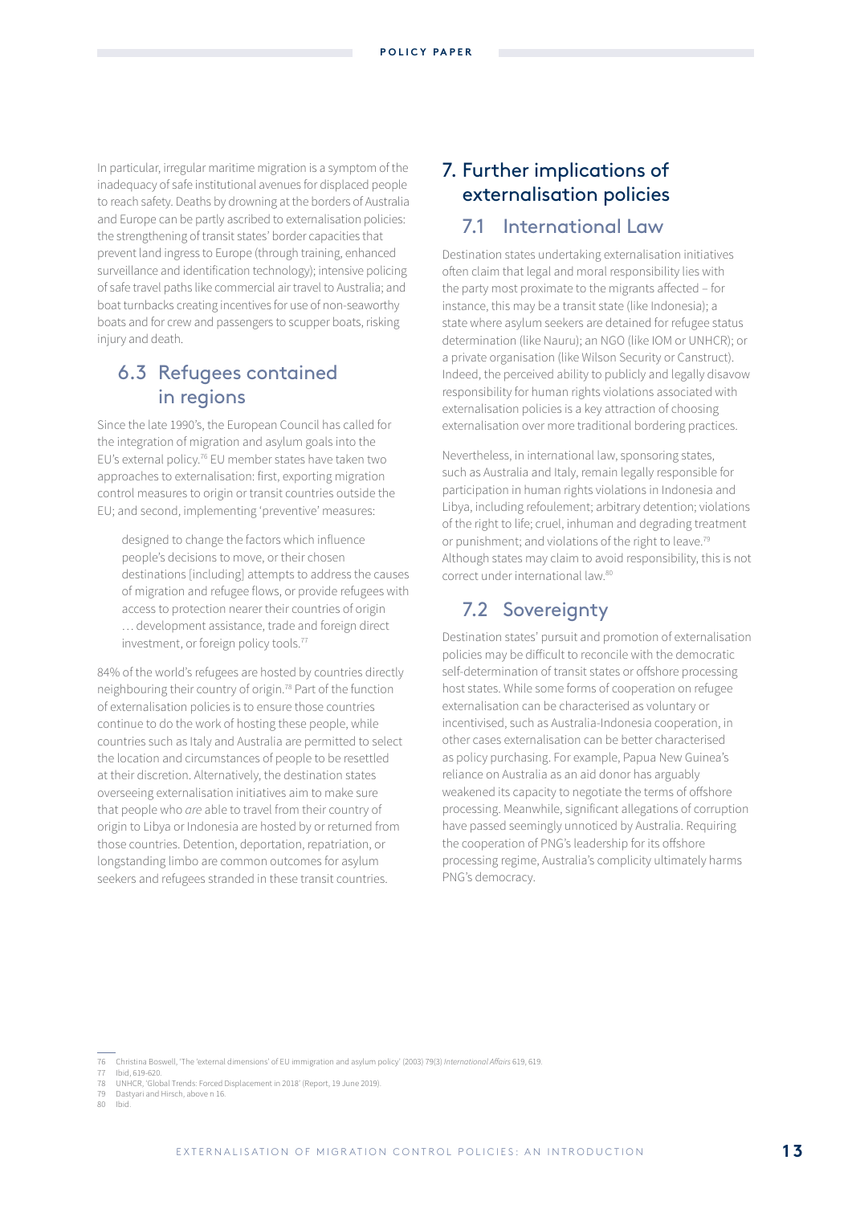In particular, irregular maritime migration is a symptom of the inadequacy of safe institutional avenues for displaced people to reach safety. Deaths by drowning at the borders of Australia and Europe can be partly ascribed to externalisation policies: the strengthening of transit states' border capacities that prevent land ingress to Europe (through training, enhanced surveillance and identification technology); intensive policing of safe travel paths like commercial air travel to Australia; and boat turnbacks creating incentives for use of non-seaworthy boats and for crew and passengers to scupper boats, risking injury and death.

### 6.3 Refugees contained in regions

Since the late 1990's, the European Council has called for the integration of migration and asylum goals into the EU's external policy.[76] EU member states have taken two approaches to externalisation: first, exporting migration control measures to origin or transit countries outside the EU; and second, implementing 'preventive' measures:

> designed to change the factors which influence people's decisions to move, or their chosen destinations [including] attempts to address the causes of migration and refugee flows, or provide refugees with access to protection nearer their countries of origin … development assistance, trade and foreign direct investment, or foreign policy tools.[77]

84% of the world's refugees are hosted by countries directly neighbouring their country of origin.[78] Part of the function of externalisation policies is to ensure those countries continue to do the work of hosting these people, while countries such as Italy and Australia are permitted to select the location and circumstances of people to be resettled at their discretion. Alternatively, the destination states overseeing externalisation initiatives aim to make sure that people who *are* able to travel from their country of origin to Libya or Indonesia are hosted by or returned from those countries. Detention, deportation, repatriation, or longstanding limbo are common outcomes for asylum seekers and refugees stranded in these transit countries.

## 7. Further implications of externalisation policies

### 7.1 International Law

Destination states undertaking externalisation initiatives often claim that legal and moral responsibility lies with the party most proximate to the migrants affected – for instance, this may be a transit state (like Indonesia); a state where asylum seekers are detained for refugee status determination (like Nauru); an NGO (like IOM or UNHCR); or a private organisation (like Wilson Security or Canstruct). Indeed, the perceived ability to publicly and legally disavow responsibility for human rights violations associated with externalisation policies is a key attraction of choosing externalisation over more traditional bordering practices.

Nevertheless, in international law, sponsoring states, such as Australia and Italy, remain legally responsible for participation in human rights violations in Indonesia and Libya, including refoulement; arbitrary detention; violations of the right to life; cruel, inhuman and degrading treatment or punishment; and violations of the right to leave.[79] Although states may claim to avoid responsibility, this is not correct under international law.[80]

### 7.2 Sovereignty

Destination states' pursuit and promotion of externalisation policies may be difficult to reconcile with the democratic self-determination of transit states or offshore processing host states. While some forms of cooperation on refugee externalisation can be characterised as voluntary or incentivised, such as Australia-Indonesia cooperation, in other cases externalisation can be better characterised as policy purchasing. For example, Papua New Guinea's reliance on Australia as an aid donor has arguably weakened its capacity to negotiate the terms of offshore processing. Meanwhile, significant allegations of corruption have passed seemingly unnoticed by Australia. Requiring the cooperation of PNG's leadership for its offshore processing regime, Australia's complicity ultimately harms PNG's democracy.

---

76 Christina Boswell, 'The 'external dimensions' of EU immigration and asylum policy' (2003) 79(3) *International Affairs* 619, 619.
77 Ibid, 619-620.
78 UNHCR, 'Global Trends: Forced Displacement in 2018' (Report, 19 June 2019).
79 Dastyari and Hirsch, above n 16.
80 Ibid.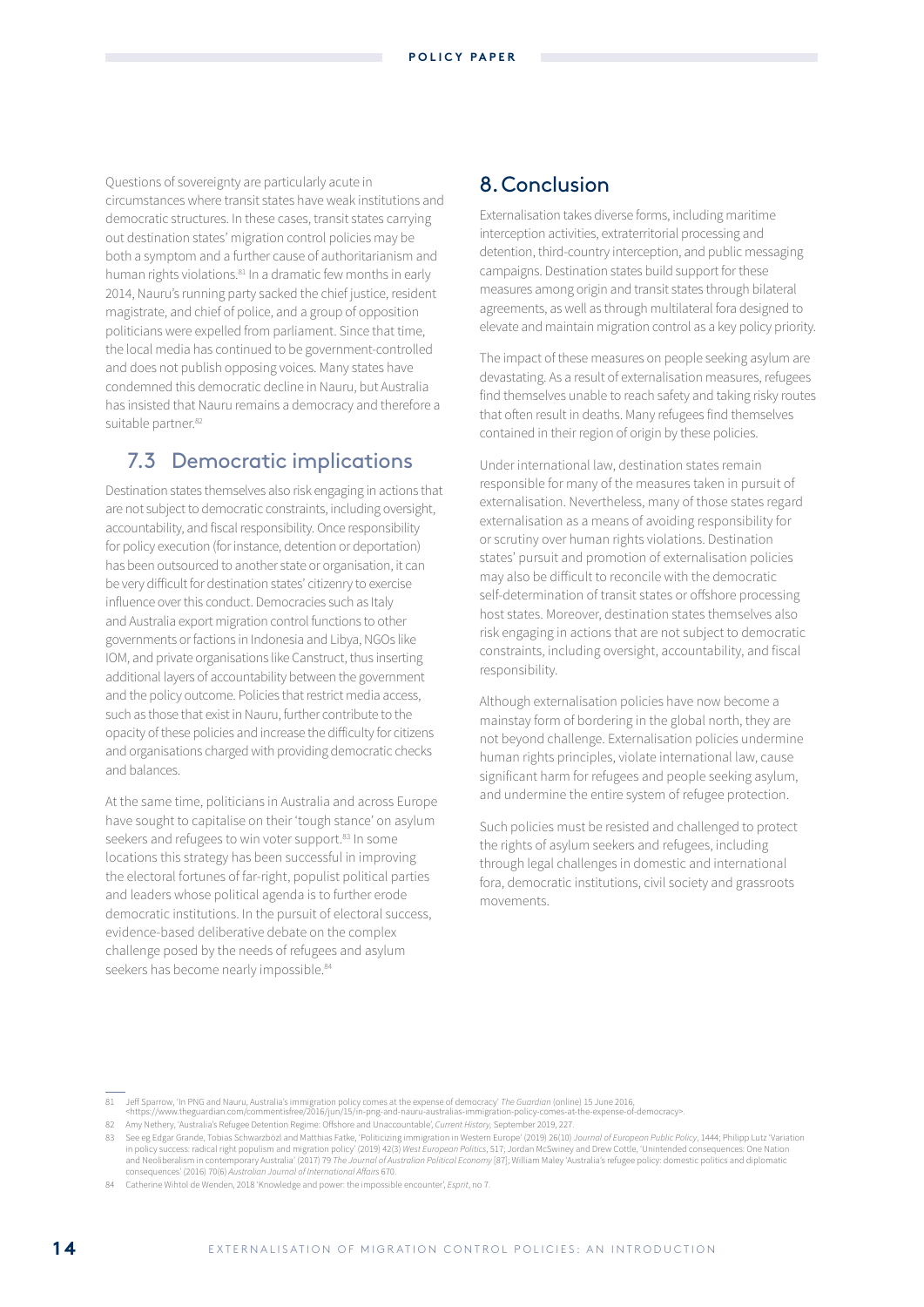Questions of sovereignty are particularly acute in circumstances where transit states have weak institutions and democratic structures. In these cases, transit states carrying out destination states' migration control policies may be both a symptom and a further cause of authoritarianism and human rights violations.[81] In a dramatic few months in early 2014, Nauru's running party sacked the chief justice, resident magistrate, and chief of police, and a group of opposition politicians were expelled from parliament. Since that time, the local media has continued to be government-controlled and does not publish opposing voices. Many states have condemned this democratic decline in Nauru, but Australia has insisted that Nauru remains a democracy and therefore a suitable partner.[82]

## 7.3 Democratic implications

Destination states themselves also risk engaging in actions that are not subject to democratic constraints, including oversight, accountability, and fiscal responsibility. Once responsibility for policy execution (for instance, detention or deportation) has been outsourced to another state or organisation, it can be very difficult for destination states' citizenry to exercise influence over this conduct. Democracies such as Italy and Australia export migration control functions to other governments or factions in Indonesia and Libya, NGOs like IOM, and private organisations like Canstruct, thus inserting additional layers of accountability between the government and the policy outcome. Policies that restrict media access, such as those that exist in Nauru, further contribute to the opacity of these policies and increase the difficulty for citizens and organisations charged with providing democratic checks and balances.

At the same time, politicians in Australia and across Europe have sought to capitalise on their 'tough stance' on asylum seekers and refugees to win voter support.[83] In some locations this strategy has been successful in improving the electoral fortunes of far-right, populist political parties and leaders whose political agenda is to further erode democratic institutions. In the pursuit of electoral success, evidence-based deliberative debate on the complex challenge posed by the needs of refugees and asylum seekers has become nearly impossible.[84]

# 8. Conclusion

Externalisation takes diverse forms, including maritime interception activities, extraterritorial processing and detention, third-country interception, and public messaging campaigns. Destination states build support for these measures among origin and transit states through bilateral agreements, as well as through multilateral fora designed to elevate and maintain migration control as a key policy priority.

The impact of these measures on people seeking asylum are devastating. As a result of externalisation measures, refugees find themselves unable to reach safety and taking risky routes that often result in deaths. Many refugees find themselves contained in their region of origin by these policies.

Under international law, destination states remain responsible for many of the measures taken in pursuit of externalisation. Nevertheless, many of those states regard externalisation as a means of avoiding responsibility for or scrutiny over human rights violations. Destination states' pursuit and promotion of externalisation policies may also be difficult to reconcile with the democratic self-determination of transit states or offshore processing host states. Moreover, destination states themselves also risk engaging in actions that are not subject to democratic constraints, including oversight, accountability, and fiscal responsibility.

Although externalisation policies have now become a mainstay form of bordering in the global north, they are not beyond challenge. Externalisation policies undermine human rights principles, violate international law, cause significant harm for refugees and people seeking asylum, and undermine the entire system of refugee protection.

Such policies must be resisted and challenged to protect the rights of asylum seekers and refugees, including through legal challenges in domestic and international fora, democratic institutions, civil society and grassroots movements.

---

81 Jeff Sparrow, 'In PNG and Nauru, Australia's immigration policy comes at the expense of democracy' *The Guardian* (online) 15 June 2016, <https://www.theguardian.com/commentisfree/2016/jun/15/in-png-and-nauru-australias-immigration-policy-comes-at-the-expense-of-democracy>.

82 Amy Nethery, 'Australia's Refugee Detention Regime: Offshore and Unaccountable', *Current History*, September 2019, 227.

83 See eg Edgar Grande, Tobias Schwarzbözl and Matthias Fatke, 'Politicizing immigration in Western Europe' (2019) 26(10) *Journal of European Public Policy*, 1444; Philipp Lutz 'Variation in policy success: radical right populism and migration policy' (2019) 42(3) *West European Politics*, 517; Jordan McSwiney and Drew Cottle, 'Unintended consequences: One Nation and Neoliberalism in contemporary Australia' (2017) 79 *The Journal of Australian Political Economy* [87]; William Maley 'Australia's refugee policy: domestic politics and diplomatic consequences' (2016) 70(6) *Australian Journal of International Affairs* 670.

84 Catherine Wihtol de Wenden, 2018 'Knowledge and power: the impossible encounter', *Esprit*, no 7.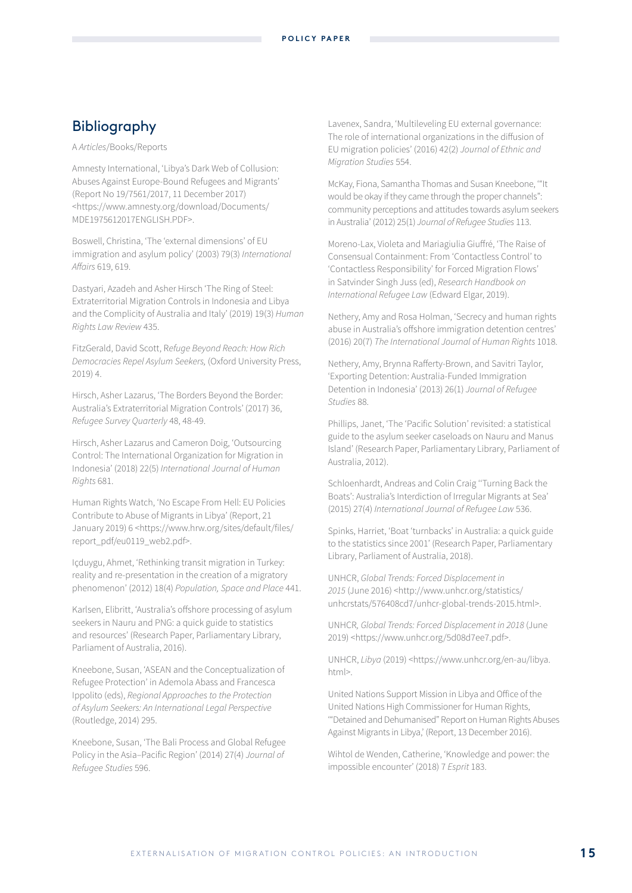## Bibliography

A *Articles*/Books/Reports

Amnesty International, 'Libya's Dark Web of Collusion: Abuses Against Europe-Bound Refugees and Migrants' (Report No 19/7561/2017, 11 December 2017) <https://www.amnesty.org/download/Documents/MDE1975612017ENGLISH.PDF>.

Boswell, Christina, 'The 'external dimensions' of EU immigration and asylum policy' (2003) 79(3) *International Affairs* 619, 619.

Dastyari, Azadeh and Asher Hirsch 'The Ring of Steel: Extraterritorial Migration Controls in Indonesia and Libya and the Complicity of Australia and Italy' (2019) 19(3) *Human Rights Law Review* 435.

FitzGerald, David Scott, R*efuge Beyond Reach: How Rich Democracies Repel Asylum Seekers,* (Oxford University Press, 2019) 4.

Hirsch, Asher Lazarus, 'The Borders Beyond the Border: Australia's Extraterritorial Migration Controls' (2017) 36, *Refugee Survey Quarterly* 48, 48-49.

Hirsch, Asher Lazarus and Cameron Doig, 'Outsourcing Control: The International Organization for Migration in Indonesia' (2018) 22(5) *International Journal of Human Rights* 681.

Human Rights Watch, 'No Escape From Hell: EU Policies Contribute to Abuse of Migrants in Libya' (Report, 21 January 2019) 6 <https://www.hrw.org/sites/default/files/report_pdf/eu0119_web2.pdf>.

Içduygu, Ahmet, 'Rethinking transit migration in Turkey: reality and re-presentation in the creation of a migratory phenomenon' (2012) 18(4) *Population, Space and Place* 441.

Karlsen, Elibritt, 'Australia's offshore processing of asylum seekers in Nauru and PNG: a quick guide to statistics and resources' (Research Paper, Parliamentary Library, Parliament of Australia, 2016).

Kneebone, Susan, 'ASEAN and the Conceptualization of Refugee Protection' in Ademola Abass and Francesca Ippolito (eds), *Regional Approaches to the Protection of Asylum Seekers: An International Legal Perspective* (Routledge, 2014) 295.

Kneebone, Susan, 'The Bali Process and Global Refugee Policy in the Asia–Pacific Region' (2014) 27(4) *Journal of Refugee Studies* 596.

Lavenex, Sandra, 'Multileveling EU external governance: The role of international organizations in the diffusion of EU migration policies' (2016) 42(2) *Journal of Ethnic and Migration Studies* 554.

McKay, Fiona, Samantha Thomas and Susan Kneebone, '"It would be okay if they came through the proper channels": community perceptions and attitudes towards asylum seekers in Australia' (2012) 25(1) *Journal of Refugee Studies* 113.

Moreno-Lax, Violeta and Mariagiulia Giuffré, 'The Raise of Consensual Containment: From 'Contactless Control' to 'Contactless Responsibility' for Forced Migration Flows' in Satvinder Singh Juss (ed), *Research Handbook on International Refugee Law* (Edward Elgar, 2019).

Nethery, Amy and Rosa Holman, 'Secrecy and human rights abuse in Australia's offshore immigration detention centres' (2016) 20(7) *The International Journal of Human Rights* 1018.

Nethery, Amy, Brynna Rafferty-Brown, and Savitri Taylor, 'Exporting Detention: Australia-Funded Immigration Detention in Indonesia' (2013) 26(1) *Journal of Refugee Studies* 88.

Phillips, Janet, 'The 'Pacific Solution' revisited: a statistical guide to the asylum seeker caseloads on Nauru and Manus Island' (Research Paper, Parliamentary Library, Parliament of Australia, 2012).

Schloenhardt, Andreas and Colin Craig ''Turning Back the Boats': Australia's Interdiction of Irregular Migrants at Sea' (2015) 27(4) *International Journal of Refugee Law* 536.

Spinks, Harriet, 'Boat 'turnbacks' in Australia: a quick guide to the statistics since 2001' (Research Paper, Parliamentary Library, Parliament of Australia, 2018).

UNHCR, *Global Trends: Forced Displacement in 2015* (June 2016) <http://www.unhcr.org/statistics/unhcrstats/576408cd7/unhcr-global-trends-2015.html>.

UNHCR*, Global Trends: Forced Displacement in 2018* (June 2019) <https://www.unhcr.org/5d08d7ee7.pdf>.

UNHCR, *Libya* (2019) <https://www.unhcr.org/en-au/libya.html>.

United Nations Support Mission in Libya and Office of the United Nations High Commissioner for Human Rights, '"Detained and Dehumanised" Report on Human Rights Abuses Against Migrants in Libya,' (Report, 13 December 2016).

Wihtol de Wenden, Catherine, 'Knowledge and power: the impossible encounter' (2018) 7 *Esprit* 183.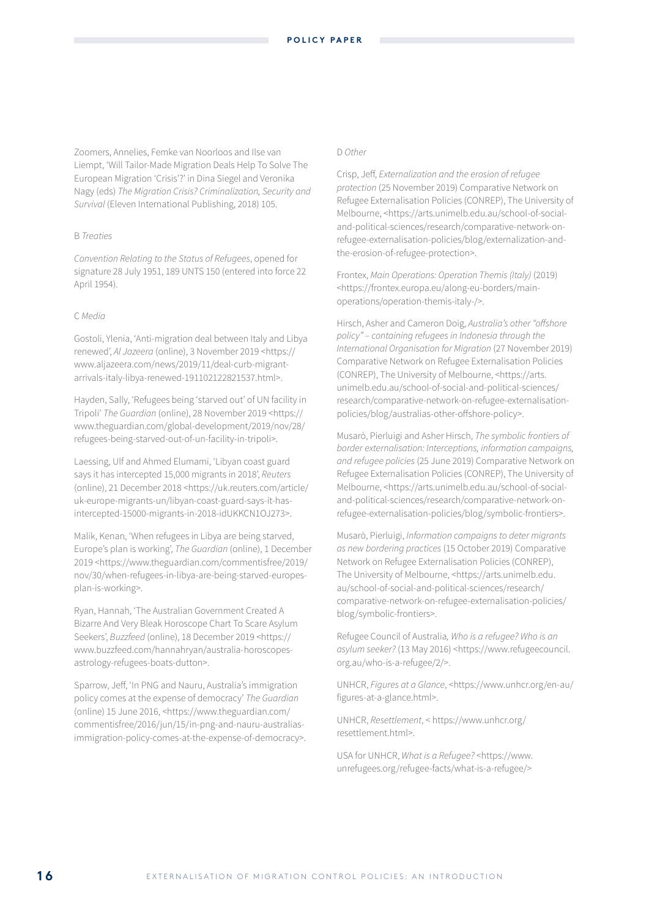Zoomers, Annelies, Femke van Noorloos and Ilse van Liempt, 'Will Tailor-Made Migration Deals Help To Solve The European Migration 'Crisis'?' in Dina Siegel and Veronika Nagy (eds) *The Migration Crisis? Criminalization, Security and Survival* (Eleven International Publishing, 2018) 105.

B *Treaties*

*Convention Relating to the Status of Refugees*, opened for signature 28 July 1951, 189 UNTS 150 (entered into force 22 April 1954).

C *Media*

Gostoli, Ylenia, 'Anti-migration deal between Italy and Libya renewed', *Al Jazeera* (online), 3 November 2019 <https://www.aljazeera.com/news/2019/11/deal-curb-migrant-arrivals-italy-libya-renewed-191102122821537.html>.

Hayden, Sally, 'Refugees being 'starved out' of UN facility in Tripoli' *The Guardian* (online), 28 November 2019 <https://www.theguardian.com/global-development/2019/nov/28/refugees-being-starved-out-of-un-facility-in-tripoli>.

Laessing, Ulf and Ahmed Elumami, 'Libyan coast guard says it has intercepted 15,000 migrants in 2018', *Reuters* (online), 21 December 2018 <https://uk.reuters.com/article/uk-europe-migrants-un/libyan-coast-guard-says-it-has-intercepted-15000-migrants-in-2018-idUKKCN1OJ273>.

Malik, Kenan, 'When refugees in Libya are being starved, Europe's plan is working', *The Guardian* (online), 1 December 2019 <https://www.theguardian.com/commentisfree/2019/nov/30/when-refugees-in-libya-are-being-starved-europes-plan-is-working>.

Ryan, Hannah, 'The Australian Government Created A Bizarre And Very Bleak Horoscope Chart To Scare Asylum Seekers', *Buzzfeed* (online), 18 December 2019 <https://www.buzzfeed.com/hannahryan/australia-horoscopes-astrology-refugees-boats-dutton>.

Sparrow, Jeff, 'In PNG and Nauru, Australia's immigration policy comes at the expense of democracy' *The Guardian* (online) 15 June 2016, <https://www.theguardian.com/commentisfree/2016/jun/15/in-png-and-nauru-australias-immigration-policy-comes-at-the-expense-of-democracy>.

D *Other*

Crisp, Jeff, *Externalization and the erosion of refugee protection* (25 November 2019) Comparative Network on Refugee Externalisation Policies (CONREP), The University of Melbourne, <https://arts.unimelb.edu.au/school-of-social-and-political-sciences/research/comparative-network-on-refugee-externalisation-policies/blog/externalization-and-the-erosion-of-refugee-protection>.

Frontex, *Main Operations: Operation Themis (Italy)* (2019) <https://frontex.europa.eu/along-eu-borders/main-operations/operation-themis-italy-/>.

Hirsch, Asher and Cameron Doig, *Australia's other "offshore policy" – containing refugees in Indonesia through the International Organisation for Migration* (27 November 2019) Comparative Network on Refugee Externalisation Policies (CONREP), The University of Melbourne, <https://arts.unimelb.edu.au/school-of-social-and-political-sciences/research/comparative-network-on-refugee-externalisation-policies/blog/australias-other-offshore-policy>.

Musarò, Pierluigi and Asher Hirsch, *The symbolic frontiers of border externalisation: Interceptions, information campaigns, and refugee policies* (25 June 2019) Comparative Network on Refugee Externalisation Policies (CONREP), The University of Melbourne, <https://arts.unimelb.edu.au/school-of-social-and-political-sciences/research/comparative-network-on-refugee-externalisation-policies/blog/symbolic-frontiers>.

Musarò, Pierluigi, *Information campaigns to deter migrants as new bordering practices* (15 October 2019) Comparative Network on Refugee Externalisation Policies (CONREP), The University of Melbourne, <https://arts.unimelb.edu.au/school-of-social-and-political-sciences/research/comparative-network-on-refugee-externalisation-policies/blog/symbolic-frontiers>.

Refugee Council of Australia*, Who is a refugee? Who is an asylum seeker?* (13 May 2016) <https://www.refugeecouncil.org.au/who-is-a-refugee/2/>.

UNHCR, *Figures at a Glance*, <https://www.unhcr.org/en-au/figures-at-a-glance.html>.

UNHCR, *Resettlement*, < https://www.unhcr.org/resettlement.html>.

USA for UNHCR, *What is a Refugee?* <https://www.unrefugees.org/refugee-facts/what-is-a-refugee/>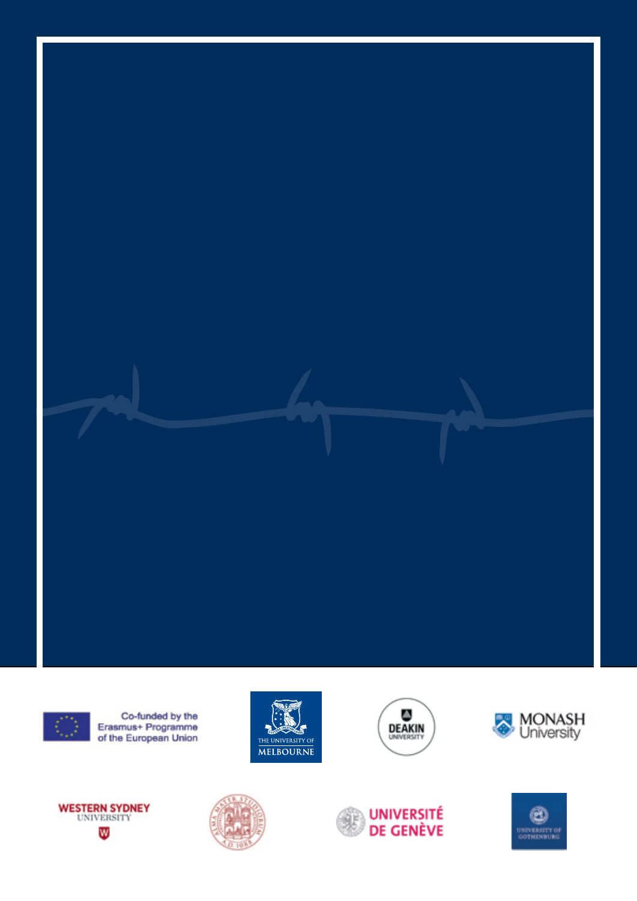Co-funded by the Erasmus+ Programme of the European Union

THE UNIVERSITY OF MELBOURNE

DEAKIN UNIVERSITY

MONASH University

WESTERN SYDNEY UNIVERSITY

UNIVERSITÉ DE GENÈVE

UNIVERSITY OF GOTHENBURG